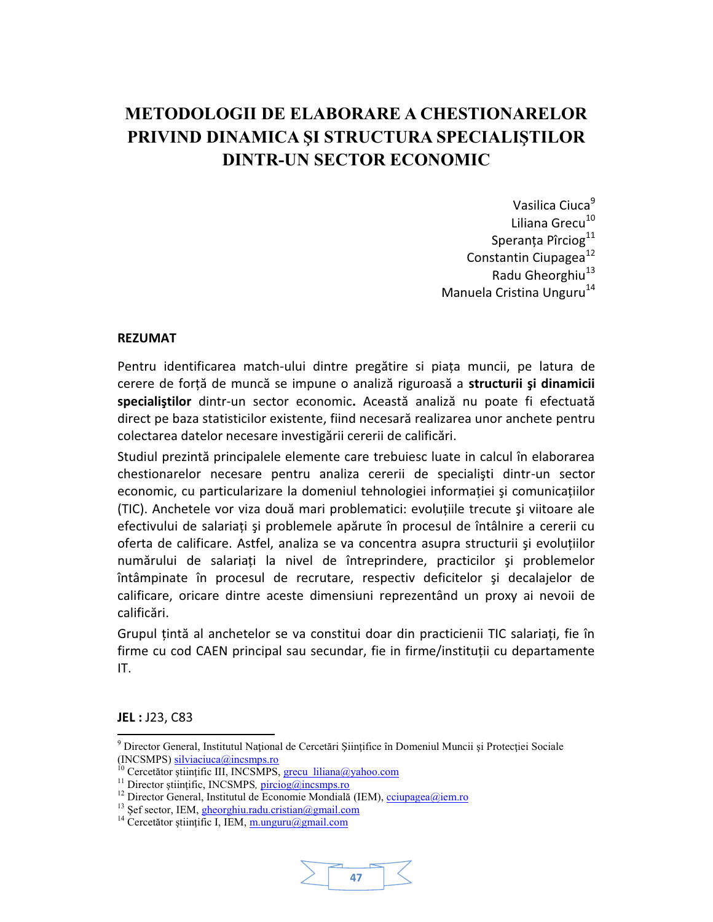# METODOLOGII DE ELABORARE A CHESTIONARELOR PRIVIND DINAMICA ŞI STRUCTURA SPECIALIŞTILOR DINTR-UN SECTOR ECONOMIC

Vasilica Ciuca[9]
Liliana Grecu[10]
Speranța Pîrciog[11]
Constantin Ciupagea[12]
Radu Gheorghiu[13]
Manuela Cristina Unguru[14]

**REZUMAT**

Pentru identificarea match-ului dintre pregătire si piața muncii, pe latura de cerere de forță de muncă se impune o analiză riguroasă a **structurii şi dinamicii specialiştilor** dintr-un sector economic**.** Această analiză nu poate fi efectuată direct pe baza statisticilor existente, fiind necesară realizarea unor anchete pentru colectarea datelor necesare investigării cererii de calificări.

Studiul prezintă principalele elemente care trebuiesc luate in calcul în elaborarea chestionarelor necesare pentru analiza cererii de specialişti dintr-un sector economic, cu particularizare la domeniul tehnologiei informației şi comunicațiilor (TIC). Anchetele vor viza două mari problematici: evoluțiile trecute şi viitoare ale efectivului de salariați şi problemele apărute în procesul de întâlnire a cererii cu oferta de calificare. Astfel, analiza se va concentra asupra structurii şi evoluțiilor numărului de salariați la nivel de întreprindere, practicilor şi problemelor întâmpinate în procesul de recrutare, respectiv deficitelor şi decalajelor de calificare, oricare dintre aceste dimensiuni reprezentând un proxy ai nevoii de calificări.

Grupul țintă al anchetelor se va constitui doar din practicienii TIC salariați, fie în firme cu cod CAEN principal sau secundar, fie in firme/instituții cu departamente IT.

**JEL :** J23, C83

---

[9] Director General, Institutul Național de Cercetări Științifice în Domeniul Muncii și Protecției Sociale (INCSMPS) silviaciuca@incsmps.ro

[10] Cercetător științific III, INCSMPS, grecu_liliana@yahoo.com

[11] Director științific, INCSMPS, pirciog@incsmps.ro

[12] Director General, Institutul de Economie Mondială (IEM), cciupagea@iem.ro

[13] Șef sector, IEM, gheorghiu.radu.cristian@gmail.com

[14] Cercetător științific I, IEM, m.unguru@gmail.com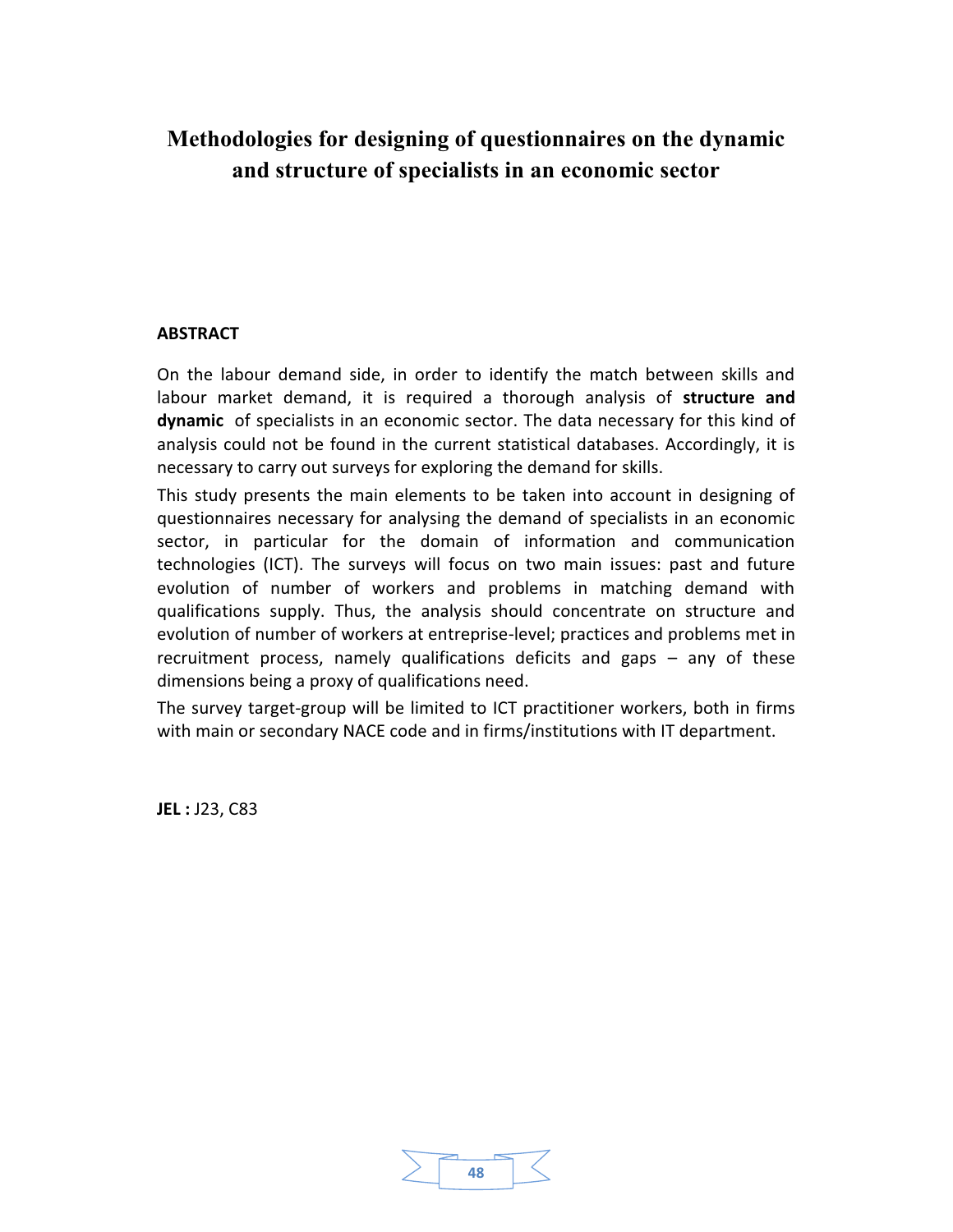# Methodologies for designing of questionnaires on the dynamic and structure of specialists in an economic sector

**ABSTRACT**

On the labour demand side, in order to identify the match between skills and labour market demand, it is required a thorough analysis of **structure and dynamic** of specialists in an economic sector. The data necessary for this kind of analysis could not be found in the current statistical databases. Accordingly, it is necessary to carry out surveys for exploring the demand for skills.

This study presents the main elements to be taken into account in designing of questionnaires necessary for analysing the demand of specialists in an economic sector, in particular for the domain of information and communication technologies (ICT). The surveys will focus on two main issues: past and future evolution of number of workers and problems in matching demand with qualifications supply. Thus, the analysis should concentrate on structure and evolution of number of workers at entreprise-level; practices and problems met in recruitment process, namely qualifications deficits and gaps – any of these dimensions being a proxy of qualifications need.

The survey target-group will be limited to ICT practitioner workers, both in firms with main or secondary NACE code and in firms/institutions with IT department.

**JEL :** J23, C83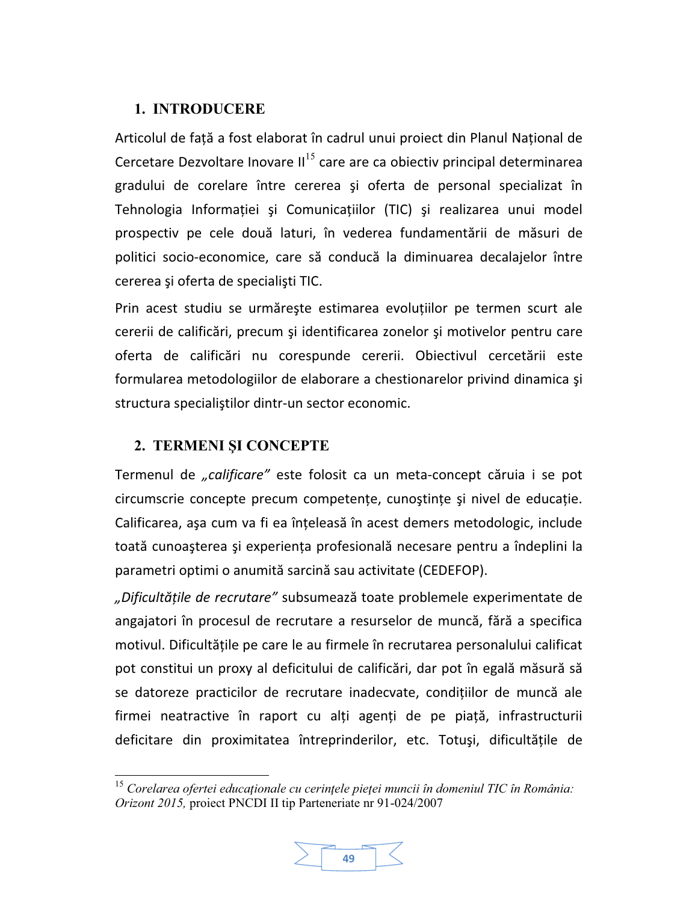## 1. INTRODUCERE

Articolul de față a fost elaborat în cadrul unui proiect din Planul Național de Cercetare Dezvoltare Inovare II[15] care are ca obiectiv principal determinarea gradului de corelare între cererea şi oferta de personal specializat în Tehnologia Informației şi Comunicațiilor (TIC) şi realizarea unui model prospectiv pe cele două laturi, în vederea fundamentării de măsuri de politici socio-economice, care să conducă la diminuarea decalajelor între cererea şi oferta de specialişti TIC.

Prin acest studiu se urmăreşte estimarea evoluțiilor pe termen scurt ale cererii de calificări, precum şi identificarea zonelor şi motivelor pentru care oferta de calificări nu corespunde cererii. Obiectivul cercetării este formularea metodologiilor de elaborare a chestionarelor privind dinamica şi structura specialiştilor dintr-un sector economic.

## 2. TERMENI ŞI CONCEPTE

Termenul de *„calificare”* este folosit ca un meta-concept căruia i se pot circumscrie concepte precum competențe, cunoştințe şi nivel de educație. Calificarea, aşa cum va fi ea înțeleasă în acest demers metodologic, include toată cunoaşterea şi experiența profesională necesare pentru a îndeplini la parametri optimi o anumită sarcină sau activitate (CEDEFOP).

*„Dificultățile de recrutare”* subsumează toate problemele experimentate de angajatori în procesul de recrutare a resurselor de muncă, fără a specifica motivul. Dificultățile pe care le au firmele în recrutarea personalului calificat pot constitui un proxy al deficitului de calificări, dar pot în egală măsură să se datoreze practicilor de recrutare inadecvate, condițiilor de muncă ale firmei neatractive în raport cu alți agenți de pe piață, infrastructurii deficitare din proximitatea întreprinderilor, etc. Totuşi, dificultățile de

---

[15] *Corelarea ofertei educaţionale cu cerinţele pieţei muncii în domeniul TIC în România: Orizont 2015,* proiect PNCDI II tip Parteneriate nr 91-024/2007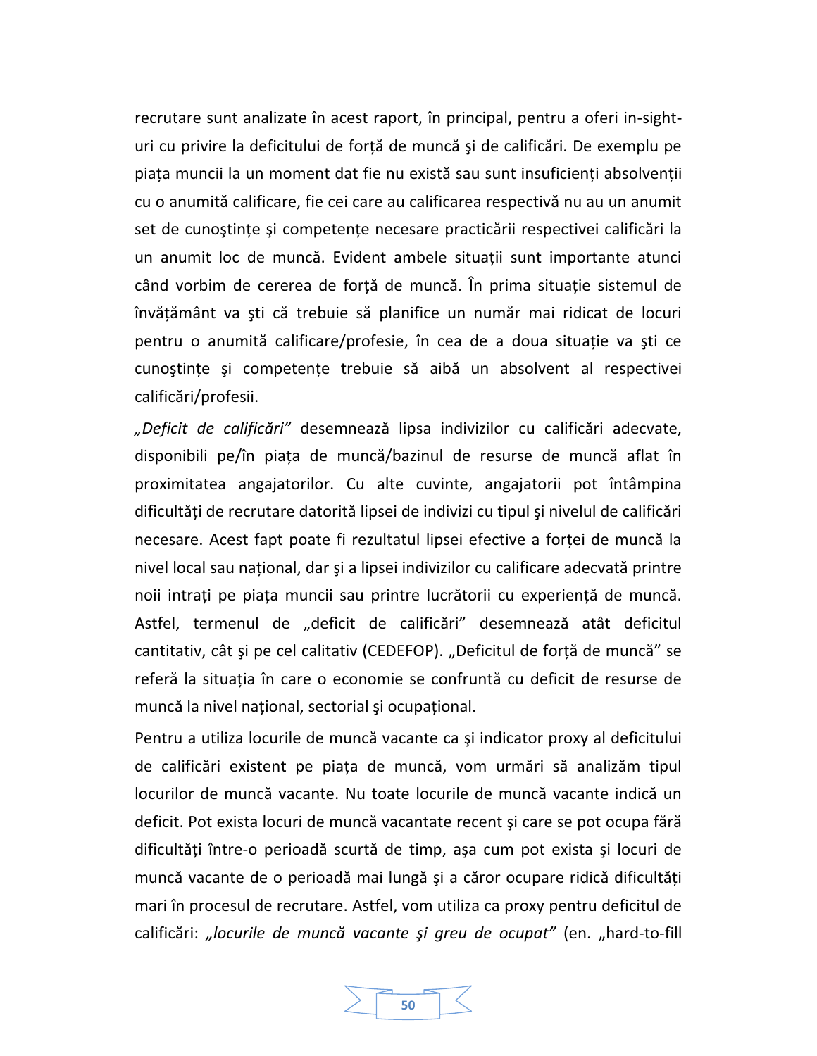recrutare sunt analizate în acest raport, în principal, pentru a oferi in-sight-uri cu privire la deficitului de forță de muncă şi de calificări. De exemplu pe piața muncii la un moment dat fie nu există sau sunt insuficienți absolvenții cu o anumită calificare, fie cei care au calificarea respectivă nu au un anumit set de cunoştințe şi competențe necesare practicării respectivei calificări la un anumit loc de muncă. Evident ambele situații sunt importante atunci când vorbim de cererea de forță de muncă. În prima situație sistemul de învățământ va şti că trebuie să planifice un număr mai ridicat de locuri pentru o anumită calificare/profesie, în cea de a doua situație va şti ce cunoştințe şi competențe trebuie să aibă un absolvent al respectivei calificări/profesii.

*„Deficit de calificări”* desemnează lipsa indivizilor cu calificări adecvate, disponibili pe/în piața de muncă/bazinul de resurse de muncă aflat în proximitatea angajatorilor. Cu alte cuvinte, angajatorii pot întâmpina dificultăți de recrutare datorită lipsei de indivizi cu tipul şi nivelul de calificări necesare. Acest fapt poate fi rezultatul lipsei efective a forței de muncă la nivel local sau național, dar şi a lipsei indivizilor cu calificare adecvată printre noii intrați pe piața muncii sau printre lucrătorii cu experiență de muncă. Astfel, termenul de „deficit de calificări” desemnează atât deficitul cantitativ, cât şi pe cel calitativ (CEDEFOP). „Deficitul de forță de muncă” se referă la situația în care o economie se confruntă cu deficit de resurse de muncă la nivel național, sectorial şi ocupațional.

Pentru a utiliza locurile de muncă vacante ca şi indicator proxy al deficitului de calificări existent pe piața de muncă, vom urmări să analizăm tipul locurilor de muncă vacante. Nu toate locurile de muncă vacante indică un deficit. Pot exista locuri de muncă vacantate recent şi care se pot ocupa fără dificultăți într-o perioadă scurtă de timp, aşa cum pot exista şi locuri de muncă vacante de o perioadă mai lungă şi a căror ocupare ridică dificultăți mari în procesul de recrutare. Astfel, vom utiliza ca proxy pentru deficitul de calificări: *„locurile de muncă vacante şi greu de ocupat”* (en. „hard-to-fill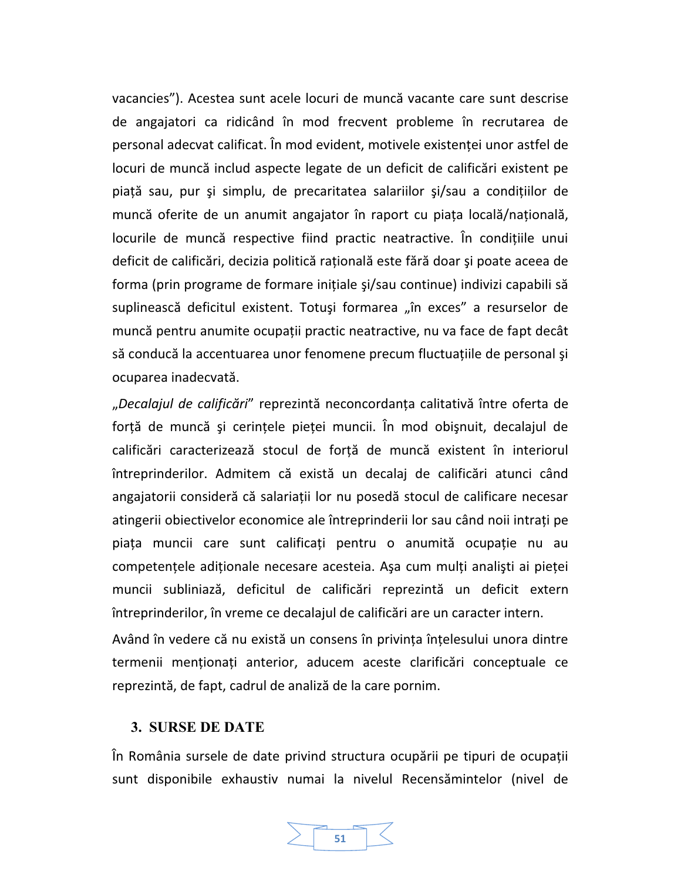vacancies”). Acestea sunt acele locuri de muncă vacante care sunt descrise de angajatori ca ridicând în mod frecvent probleme în recrutarea de personal adecvat calificat. În mod evident, motivele existenței unor astfel de locuri de muncă includ aspecte legate de un deficit de calificări existent pe piață sau, pur şi simplu, de precaritatea salariilor şi/sau a condițiilor de muncă oferite de un anumit angajator în raport cu piața locală/națională, locurile de muncă respective fiind practic neatractive. În condițiile unui deficit de calificări, decizia politică rațională este fără doar şi poate aceea de forma (prin programe de formare inițiale şi/sau continue) indivizi capabili să suplinească deficitul existent. Totuşi formarea „în exces” a resurselor de muncă pentru anumite ocupații practic neatractive, nu va face de fapt decât să conducă la accentuarea unor fenomene precum fluctuațiile de personal şi ocuparea inadecvată.

„*Decalajul de calificări*” reprezintă neconcordanța calitativă între oferta de forță de muncă şi cerințele pieței muncii. În mod obişnuit, decalajul de calificări caracterizează stocul de forță de muncă existent în interiorul întreprinderilor. Admitem că există un decalaj de calificări atunci când angajatorii consideră că salariații lor nu posedă stocul de calificare necesar atingerii obiectivelor economice ale întreprinderii lor sau când noii intrați pe piața muncii care sunt calificați pentru o anumită ocupație nu au competențele adiționale necesare acesteia. Aşa cum mulți analişti ai pieței muncii subliniază, deficitul de calificări reprezintă un deficit extern întreprinderilor, în vreme ce decalajul de calificări are un caracter intern.

Având în vedere că nu există un consens în privința înțelesului unora dintre termenii menționați anterior, aducem aceste clarificări conceptuale ce reprezintă, de fapt, cadrul de analiză de la care pornim.

## 3. SURSE DE DATE

În România sursele de date privind structura ocupării pe tipuri de ocupații sunt disponibile exhaustiv numai la nivelul Recensămintelor (nivel de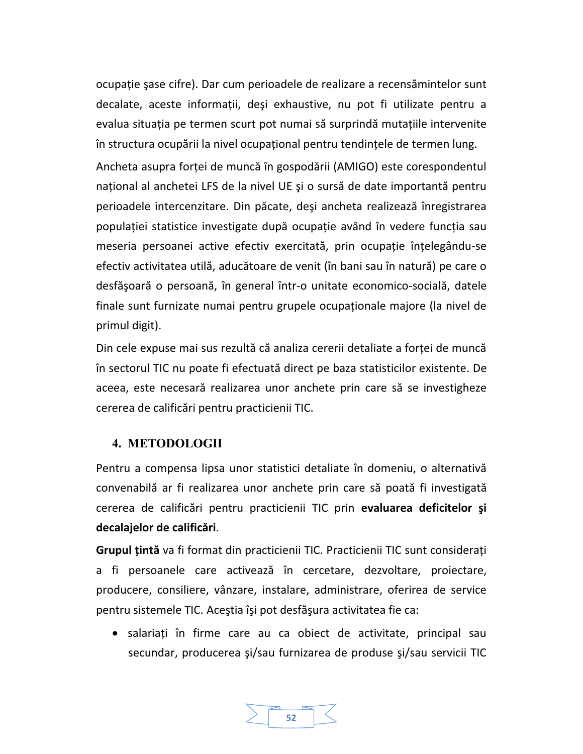ocupație şase cifre). Dar cum perioadele de realizare a recensămintelor sunt decalate, aceste informații, deşi exhaustive, nu pot fi utilizate pentru a evalua situația pe termen scurt pot numai să surprindă mutațiile intervenite în structura ocupării la nivel ocupațional pentru tendințele de termen lung.

Ancheta asupra forței de muncă în gospodării (AMIGO) este corespondentul național al anchetei LFS de la nivel UE şi o sursă de date importantă pentru perioadele intercenzitare. Din păcate, deşi ancheta realizează înregistrarea populației statistice investigate după ocupație având în vedere funcția sau meseria persoanei active efectiv exercitată, prin ocupație înțelegându-se efectiv activitatea utilă, aducătoare de venit (în bani sau în natură) pe care o desfăşoară o persoană, în general într-o unitate economico-socială, datele finale sunt furnizate numai pentru grupele ocupaționale majore (la nivel de primul digit).

Din cele expuse mai sus rezultă că analiza cererii detaliate a forței de muncă în sectorul TIC nu poate fi efectuată direct pe baza statisticilor existente. De aceea, este necesară realizarea unor anchete prin care să se investigheze cererea de calificări pentru practicienii TIC.

## 4. METODOLOGII

Pentru a compensa lipsa unor statistici detaliate în domeniu, o alternativă convenabilă ar fi realizarea unor anchete prin care să poată fi investigată cererea de calificări pentru practicienii TIC prin **evaluarea deficitelor şi decalajelor de calificări**.

**Grupul țintă** va fi format din practicienii TIC. Practicienii TIC sunt considerați a fi persoanele care activează în cercetare, dezvoltare, proiectare, producere, consiliere, vânzare, instalare, administrare, oferirea de service pentru sistemele TIC. Aceştia îşi pot desfăşura activitatea fie ca:

- salariați în firme care au ca obiect de activitate, principal sau secundar, producerea şi/sau furnizarea de produse şi/sau servicii TIC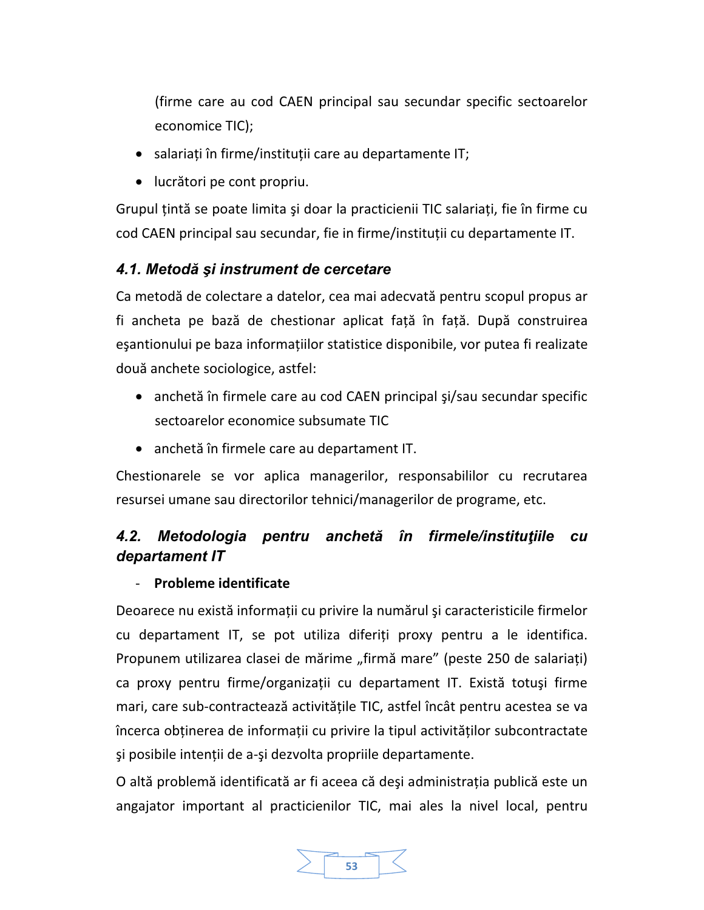(firme care au cod CAEN principal sau secundar specific sectoarelor economice TIC);

- salariați în firme/instituții care au departamente IT;
- lucrători pe cont propriu.

Grupul țintă se poate limita şi doar la practicienii TIC salariați, fie în firme cu cod CAEN principal sau secundar, fie in firme/instituții cu departamente IT.

### *4.1. Metodă şi instrument de cercetare*

Ca metodă de colectare a datelor, cea mai adecvată pentru scopul propus ar fi ancheta pe bază de chestionar aplicat față în față. După construirea eşantionului pe baza informațiilor statistice disponibile, vor putea fi realizate două anchete sociologice, astfel:

- anchetă în firmele care au cod CAEN principal şi/sau secundar specific sectoarelor economice subsumate TIC
- anchetă în firmele care au departament IT.

Chestionarele se vor aplica managerilor, responsabililor cu recrutarea resursei umane sau directorilor tehnici/managerilor de programe, etc.

### *4.2. Metodologia pentru anchetă în firmele/instituţiile cu departament IT*

- **Probleme identificate**

Deoarece nu există informații cu privire la numărul şi caracteristicile firmelor cu departament IT, se pot utiliza diferiți proxy pentru a le identifica. Propunem utilizarea clasei de mărime „firmă mare” (peste 250 de salariați) ca proxy pentru firme/organizații cu departament IT. Există totuşi firme mari, care sub-contractează activitățile TIC, astfel încât pentru acestea se va încerca obținerea de informații cu privire la tipul activităților subcontractate şi posibile intenții de a-şi dezvolta propriile departamente.

O altă problemă identificată ar fi aceea că deşi administrația publică este un angajator important al practicienilor TIC, mai ales la nivel local, pentru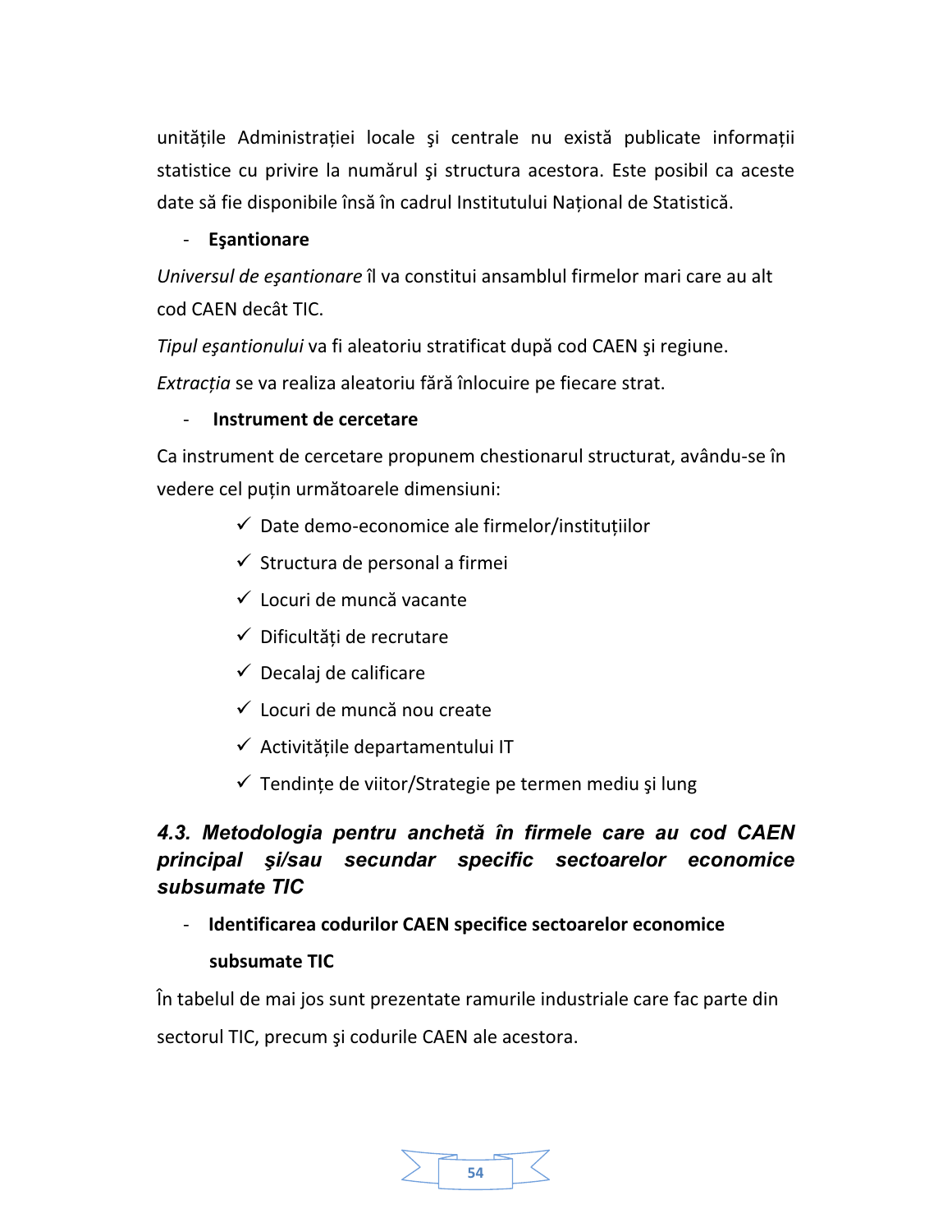unitățile Administrației locale şi centrale nu există publicate informații statistice cu privire la numărul şi structura acestora. Este posibil ca aceste date să fie disponibile însă în cadrul Institutului Național de Statistică.

- **Eşantionare**

*Universul de eşantionare* îl va constitui ansamblul firmelor mari care au alt cod CAEN decât TIC.

*Tipul eşantionului* va fi aleatoriu stratificat după cod CAEN şi regiune.

*Extracția* se va realiza aleatoriu fără înlocuire pe fiecare strat.

- **Instrument de cercetare**

Ca instrument de cercetare propunem chestionarul structurat, avându-se în vedere cel puțin următoarele dimensiuni:

- ✓ Date demo-economice ale firmelor/instituțiilor
- ✓ Structura de personal a firmei
- ✓ Locuri de muncă vacante
- ✓ Dificultăți de recrutare
- ✓ Decalaj de calificare
- ✓ Locuri de muncă nou create
- ✓ Activitățile departamentului IT
- ✓ Tendințe de viitor/Strategie pe termen mediu şi lung

### *4.3. Metodologia pentru anchetă în firmele care au cod CAEN principal şi/sau secundar specific sectoarelor economice subsumate TIC*

- **Identificarea codurilor CAEN specifice sectoarelor economice subsumate TIC**

În tabelul de mai jos sunt prezentate ramurile industriale care fac parte din sectorul TIC, precum şi codurile CAEN ale acestora.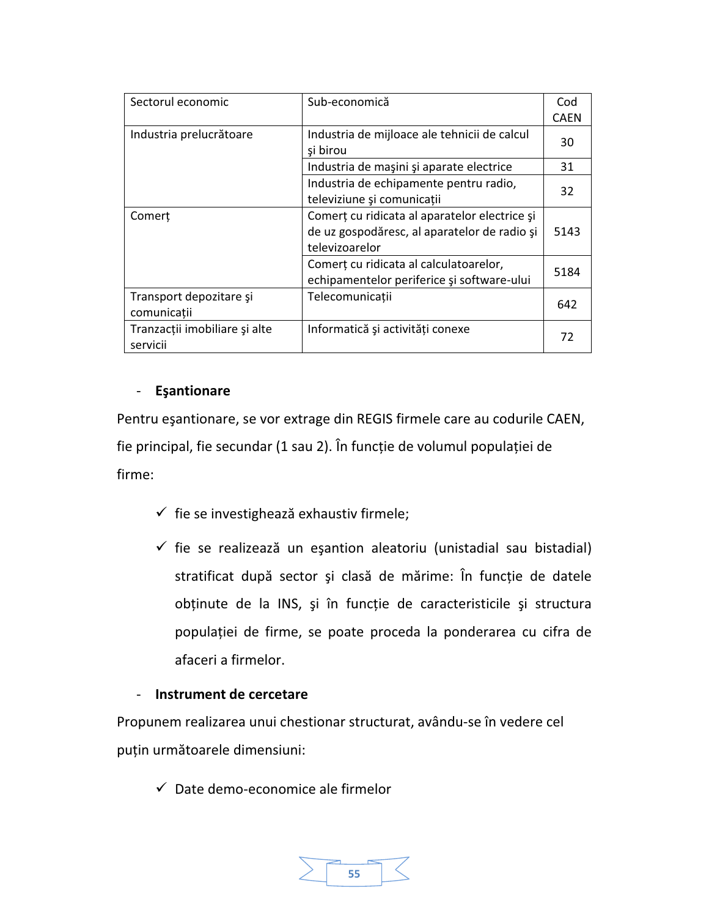| Sectorul economic | Sub-economică | Cod CAEN |
|---|---|---|
| Industria prelucrătoare | Industria de mijloace ale tehnicii de calcul şi birou | 30 |
| | Industria de maşini şi aparate electrice | 31 |
| | Industria de echipamente pentru radio, televiziune şi comunicații | 32 |
| Comerț | Comerț cu ridicata al aparatelor electrice şi de uz gospodăresc, al aparatelor de radio şi televizoarelor | 5143 |
| | Comerț cu ridicata al calculatoarelor, echipamentelor periferice şi software-ului | 5184 |
| Transport depozitare şi comunicații | Telecomunicații | 642 |
| Tranzacții imobiliare şi alte servicii | Informatică şi activități conexe | 72 |

- **Eşantionare**

Pentru eşantionare, se vor extrage din REGIS firmele care au codurile CAEN, fie principal, fie secundar (1 sau 2). În funcție de volumul populației de firme:

- ✓ fie se investighează exhaustiv firmele;
- ✓ fie se realizează un eşantion aleatoriu (unistadial sau bistadial) stratificat după sector şi clasă de mărime: În funcție de datele obținute de la INS, şi în funcție de caracteristicile şi structura populației de firme, se poate proceda la ponderarea cu cifra de afaceri a firmelor.

- **Instrument de cercetare**

Propunem realizarea unui chestionar structurat, având-se în vedere cel puțin următoarele dimensiuni:

- ✓ Date demo-economice ale firmelor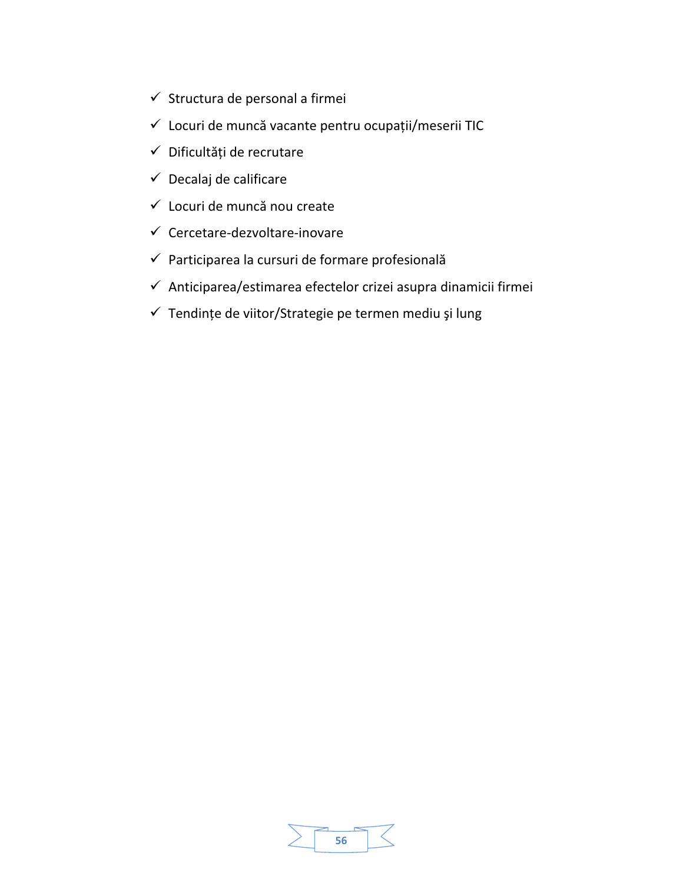- ✓ Structura de personal a firmei
- ✓ Locuri de muncă vacante pentru ocupații/meserii TIC
- ✓ Dificultăți de recrutare
- ✓ Decalaj de calificare
- ✓ Locuri de muncă nou create
- ✓ Cercetare-dezvoltare-inovare
- ✓ Participarea la cursuri de formare profesională
- ✓ Anticiparea/estimarea efectelor crizei asupra dinamicii firmei
- ✓ Tendințe de viitor/Strategie pe termen mediu şi lung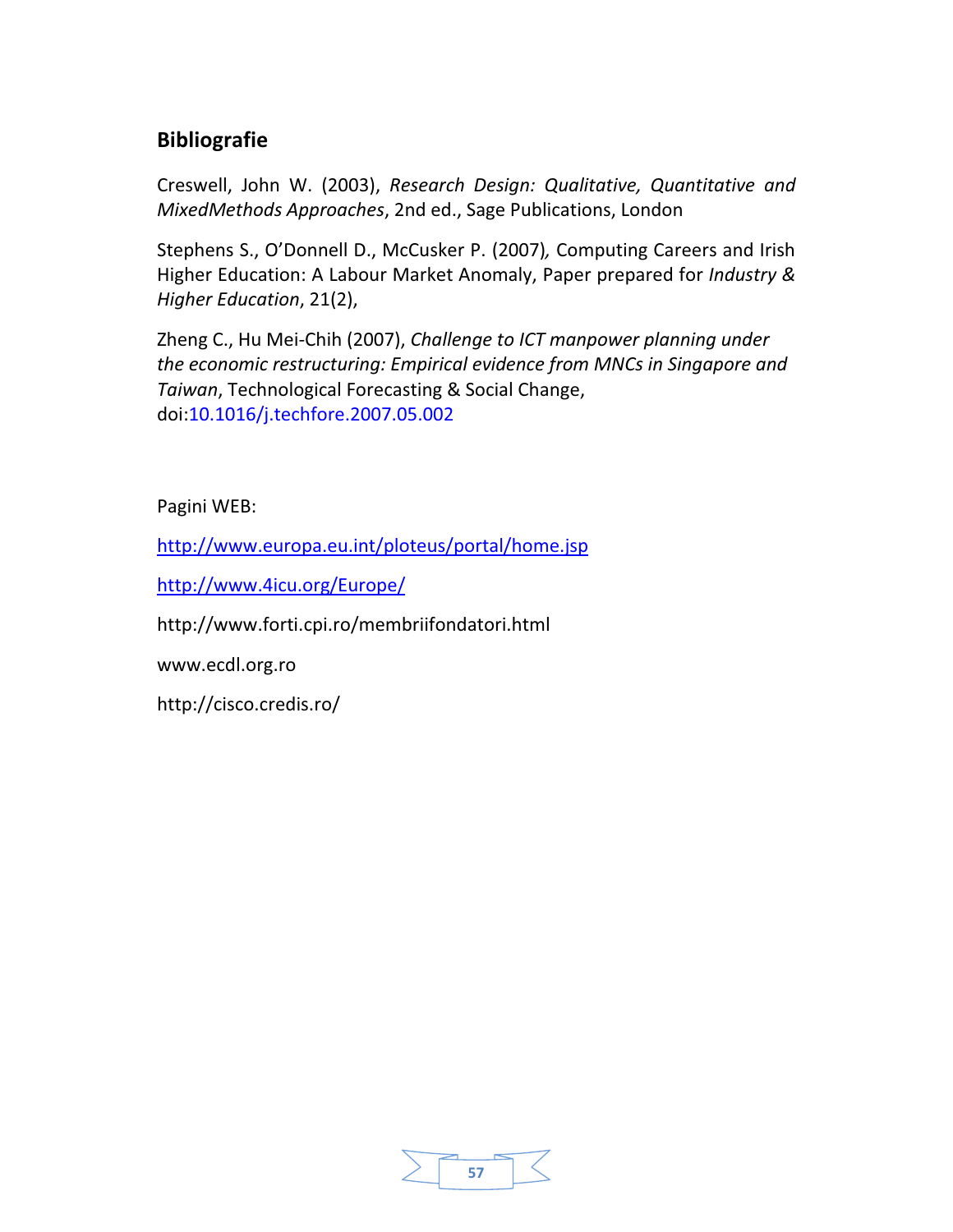## Bibliografie

Creswell, John W. (2003), *Research Design: Qualitative, Quantitative and MixedMethods Approaches*, 2nd ed., Sage Publications, London

Stephens S., O'Donnell D., McCusker P. (2007), Computing Careers and Irish Higher Education: A Labour Market Anomaly, Paper prepared for *Industry & Higher Education*, 21(2),

Zheng C., Hu Mei-Chih (2007), *Challenge to ICT manpower planning under the economic restructuring: Empirical evidence from MNCs in Singapore and Taiwan*, Technological Forecasting & Social Change, doi:10.1016/j.techfore.2007.05.002

Pagini WEB:

http://www.europa.eu.int/ploteus/portal/home.jsp

http://www.4icu.org/Europe/

http://www.forti.cpi.ro/membriifondatori.html

www.ecdl.org.ro

http://cisco.credis.ro/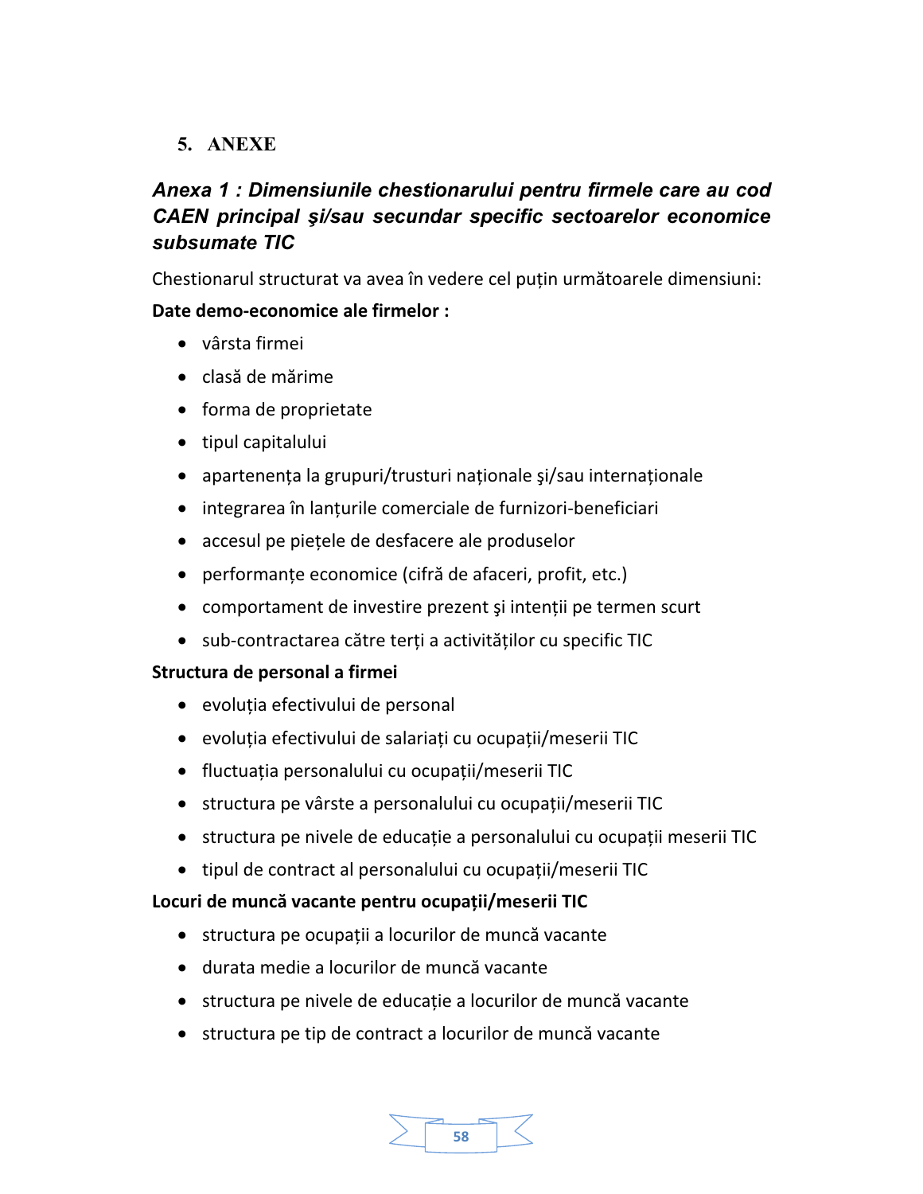## 5. ANEXE

### *Anexa 1 : Dimensiunile chestionarului pentru firmele care au cod CAEN principal şi/sau secundar specific sectoarelor economice subsumate TIC*

Chestionarul structurat va avea în vedere cel puțin următoarele dimensiuni:

**Date demo-economice ale firmelor :**

- vârsta firmei
- clasă de mărime
- forma de proprietate
- tipul capitalului
- apartenența la grupuri/trusturi naționale şi/sau internaționale
- integrarea în lanțurile comerciale de furnizori-beneficiari
- accesul pe piețele de desfacere ale produselor
- performanțe economice (cifră de afaceri, profit, etc.)
- comportament de investire prezent şi intenții pe termen scurt
- sub-contractarea către terți a activităților cu specific TIC

**Structura de personal a firmei**

- evoluția efectivului de personal
- evoluția efectivului de salariați cu ocupații/meserii TIC
- fluctuația personalului cu ocupații/meserii TIC
- structura pe vârste a personalului cu ocupații/meserii TIC
- structura pe nivele de educație a personalului cu ocupații meserii TIC
- tipul de contract al personalului cu ocupații/meserii TIC

**Locuri de muncă vacante pentru ocupații/meserii TIC**

- structura pe ocupații a locurilor de muncă vacante
- durata medie a locurilor de muncă vacante
- structura pe nivele de educație a locurilor de muncă vacante
- structura pe tip de contract a locurilor de muncă vacante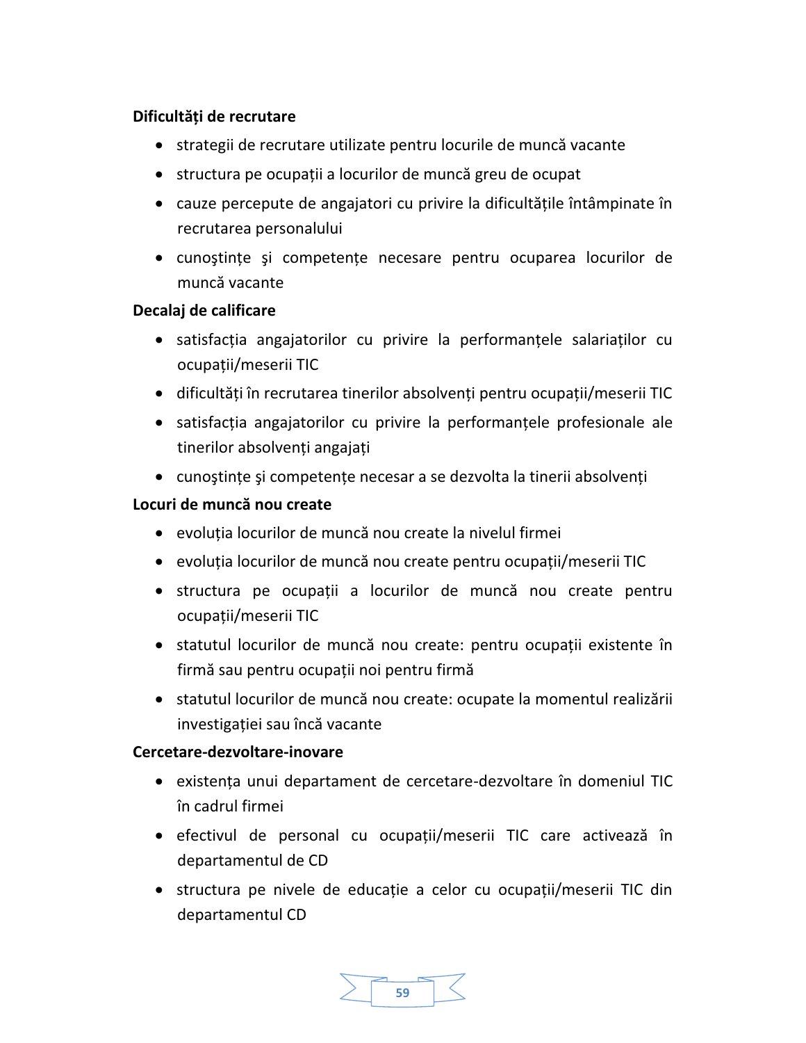**Dificultăți de recrutare**

- strategii de recrutare utilizate pentru locurile de muncă vacante
- structura pe ocupații a locurilor de muncă greu de ocupat
- cauze percepute de angajatori cu privire la dificultățile întâmpinate în recrutarea personalului
- cunoştințe şi competențe necesare pentru ocuparea locurilor de muncă vacante

**Decalaj de calificare**

- satisfacția angajatorilor cu privire la performanțele salariaților cu ocupații/meserii TIC
- dificultăți în recrutarea tinerilor absolvenți pentru ocupații/meserii TIC
- satisfacția angajatorilor cu privire la performanțele profesionale ale tinerilor absolvenți angajați
- cunoştințe şi competențe necesar a se dezvolta la tinerii absolvenți

**Locuri de muncă nou create**

- evoluția locurilor de muncă nou create la nivelul firmei
- evoluția locurilor de muncă nou create pentru ocupații/meserii TIC
- structura pe ocupații a locurilor de muncă nou create pentru ocupații/meserii TIC
- statutul locurilor de muncă nou create: pentru ocupații existente în firmă sau pentru ocupații noi pentru firmă
- statutul locurilor de muncă nou create: ocupate la momentul realizării investigației sau încă vacante

**Cercetare-dezvoltare-inovare**

- existența unui departament de cercetare-dezvoltare în domeniul TIC în cadrul firmei
- efectivul de personal cu ocupații/meserii TIC care activează în departamentul de CD
- structura pe nivele de educație a celor cu ocupații/meserii TIC din departamentul CD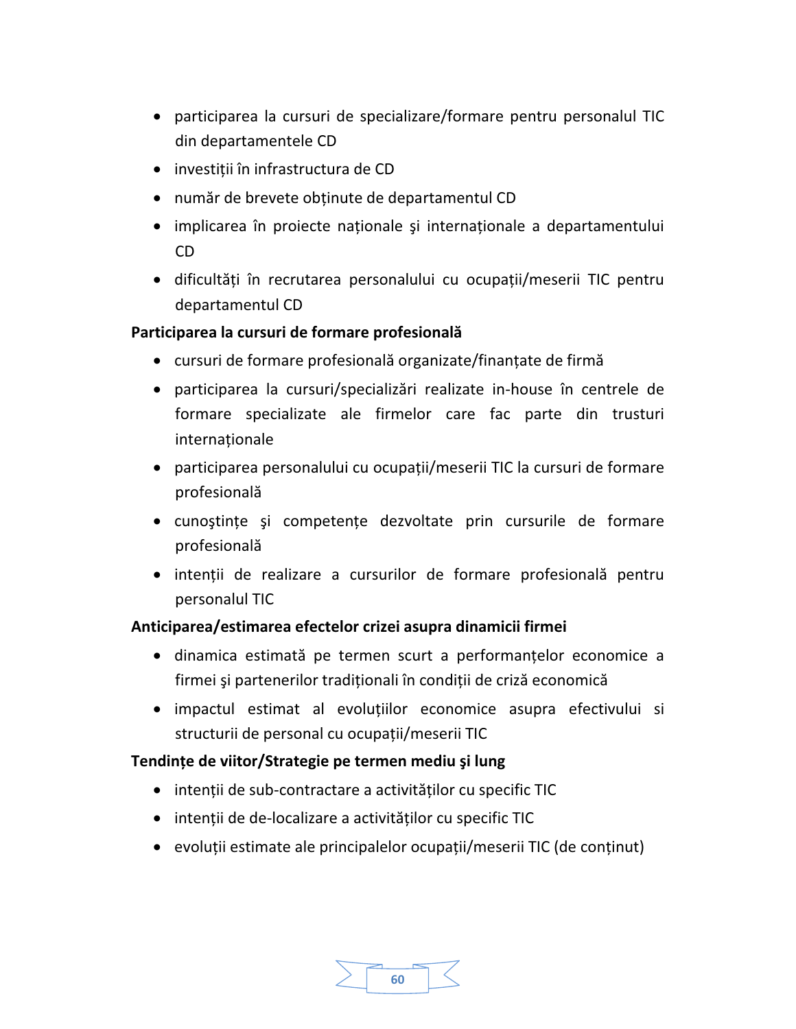- participarea la cursuri de specializare/formare pentru personalul TIC din departamentele CD
- investiții în infrastructura de CD
- număr de brevete obținute de departamentul CD
- implicarea în proiecte naționale şi internaționale a departamentului CD
- dificultăți în recrutarea personalului cu ocupații/meserii TIC pentru departamentul CD

**Participarea la cursuri de formare profesională**

- cursuri de formare profesională organizate/finanțate de firmă
- participarea la cursuri/specializări realizate in-house în centrele de formare specializate ale firmelor care fac parte din trusturi internaționale
- participarea personalului cu ocupații/meserii TIC la cursuri de formare profesională
- cunoştințe şi competențe dezvoltate prin cursurile de formare profesională
- intenții de realizare a cursurilor de formare profesională pentru personalul TIC

**Anticiparea/estimarea efectelor crizei asupra dinamicii firmei**

- dinamica estimată pe termen scurt a performanțelor economice a firmei şi partenerilor tradiționali în condiții de criză economică
- impactul estimat al evoluțiilor economice asupra efectivului si structurii de personal cu ocupații/meserii TIC

**Tendințe de viitor/Strategie pe termen mediu şi lung**

- intenții de sub-contractare a activităților cu specific TIC
- intenții de de-localizare a activităților cu specific TIC
- evoluții estimate ale principalelor ocupații/meserii TIC (de conținut)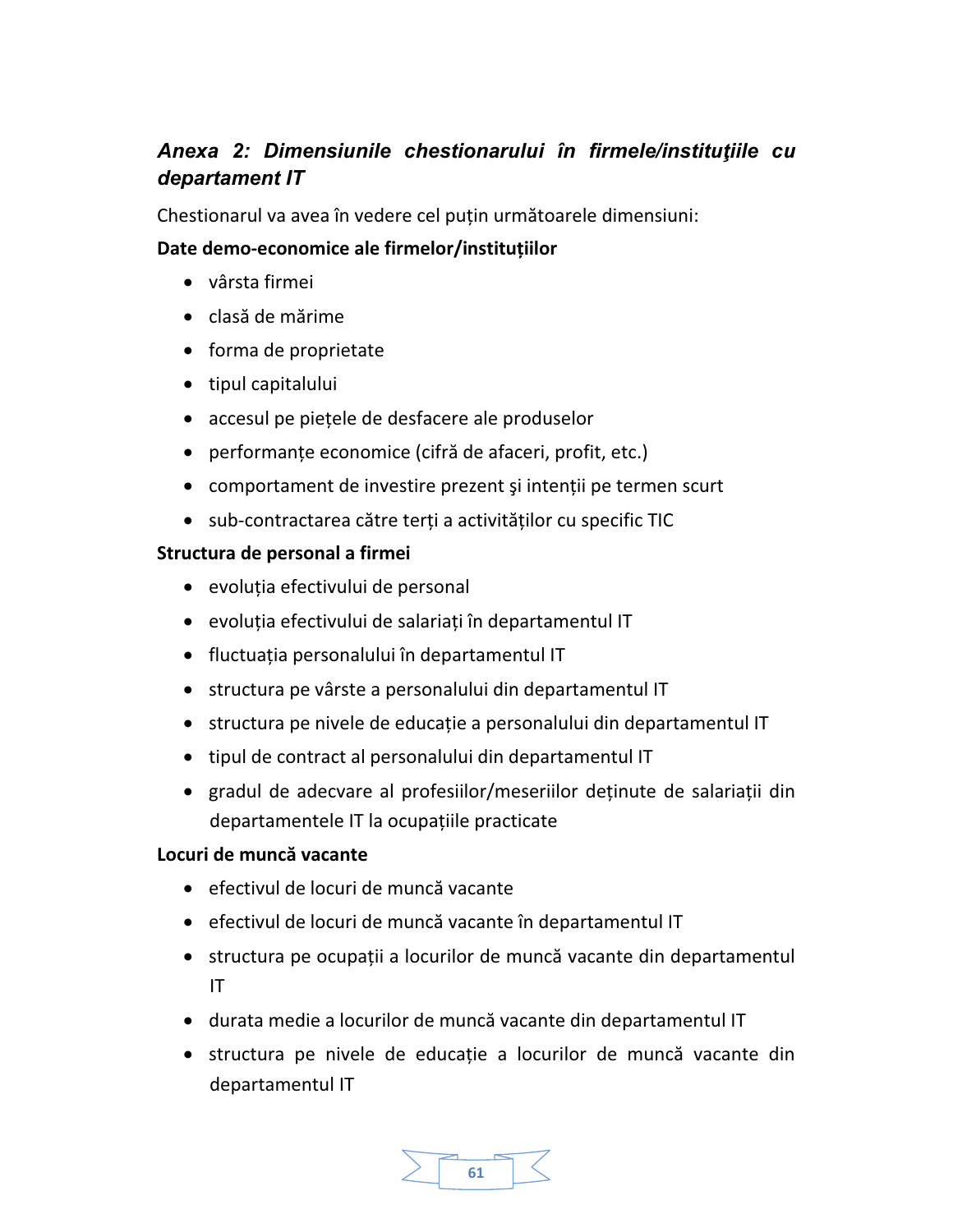## *Anexa 2: Dimensiunile chestionarului în firmele/instituţiile cu departament IT*

Chestionarul va avea în vedere cel puțin următoarele dimensiuni:

**Date demo-economice ale firmelor/instituțiilor**

- vârsta firmei
- clasă de mărime
- forma de proprietate
- tipul capitalului
- accesul pe piețele de desfacere ale produselor
- performanțe economice (cifră de afaceri, profit, etc.)
- comportament de investire prezent şi intenții pe termen scurt
- sub-contractarea către terți a activităților cu specific TIC

**Structura de personal a firmei**

- evoluția efectivului de personal
- evoluția efectivului de salariați în departamentul IT
- fluctuația personalului în departamentul IT
- structura pe vârste a personalului din departamentul IT
- structura pe nivele de educație a personalului din departamentul IT
- tipul de contract al personalului din departamentul IT
- gradul de adecvare al profesiilor/meseriilor deținute de salariații din departamentele IT la ocupațiile practicate

**Locuri de muncă vacante**

- efectivul de locuri de muncă vacante
- efectivul de locuri de muncă vacante în departamentul IT
- structura pe ocupații a locurilor de muncă vacante din departamentul IT
- durata medie a locurilor de muncă vacante din departamentul IT
- structura pe nivele de educație a locurilor de muncă vacante din departamentul IT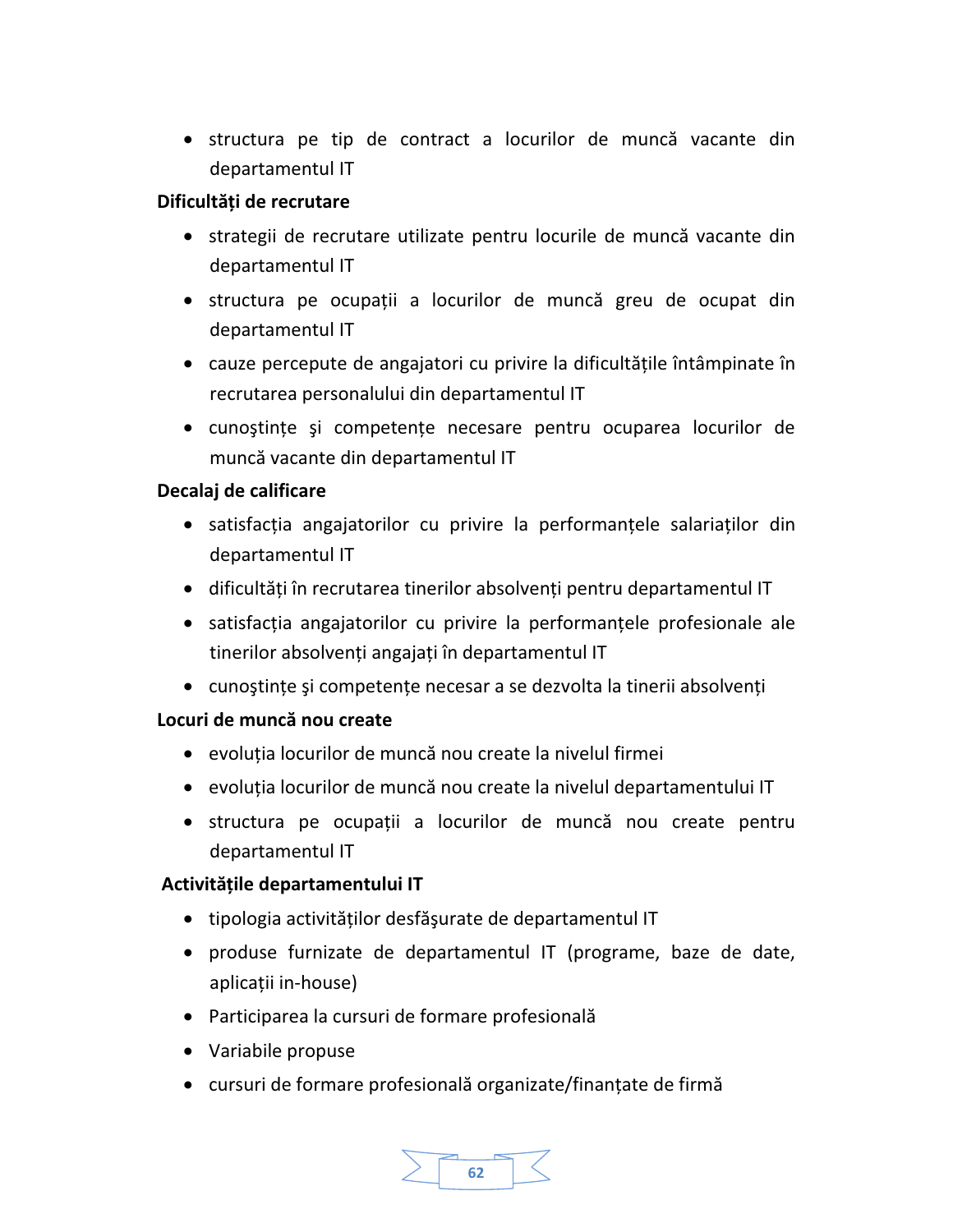- structura pe tip de contract a locurilor de muncă vacante din departamentul IT

**Dificultăți de recrutare**

- strategii de recrutare utilizate pentru locurile de muncă vacante din departamentul IT
- structura pe ocupații a locurilor de muncă greu de ocupat din departamentul IT
- cauze percepute de angajatori cu privire la dificultățile întâmpinate în recrutarea personalului din departamentul IT
- cunoştințe şi competențe necesare pentru ocuparea locurilor de muncă vacante din departamentul IT

**Decalaj de calificare**

- satisfacția angajatorilor cu privire la performanțele salariaților din departamentul IT
- dificultăți în recrutarea tinerilor absolvenți pentru departamentul IT
- satisfacția angajatorilor cu privire la performanțele profesionale ale tinerilor absolvenți angajați în departamentul IT
- cunoştințe şi competențe necesar a se dezvolta la tinerii absolvenți

**Locuri de muncă nou create**

- evoluția locurilor de muncă nou create la nivelul firmei
- evoluția locurilor de muncă nou create la nivelul departamentului IT
- structura pe ocupații a locurilor de muncă nou create pentru departamentul IT

**Activitățile departamentului IT**

- tipologia activităților desfăşurate de departamentul IT
- produse furnizate de departamentul IT (programe, baze de date, aplicații in-house)
- Participarea la cursuri de formare profesională
- Variabile propuse
- cursuri de formare profesională organizate/finanțate de firmă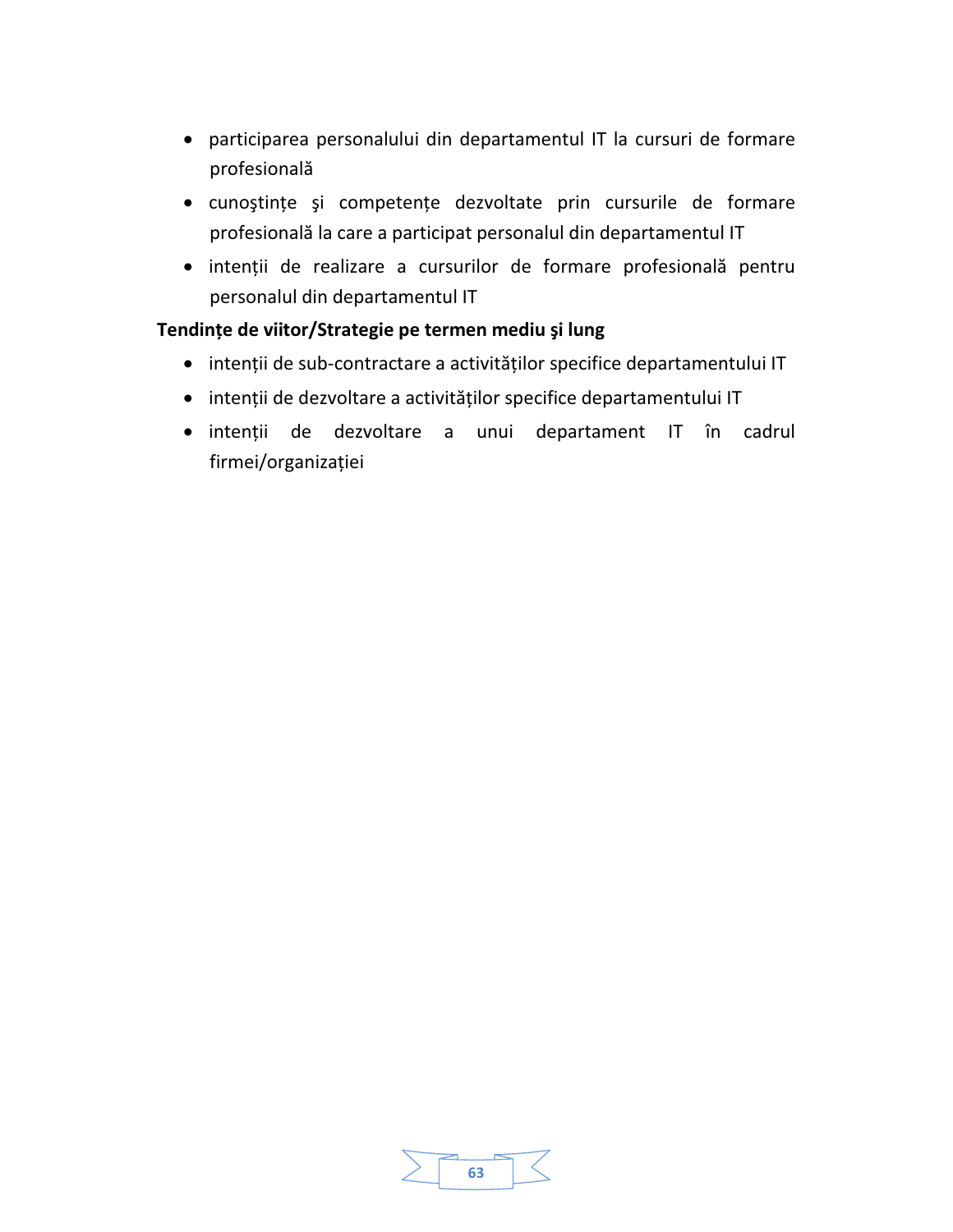- participarea personalului din departamentul IT la cursuri de formare profesională
- cunoştinţe şi competenţe dezvoltate prin cursurile de formare profesională la care a participat personalul din departamentul IT
- intenţii de realizare a cursurilor de formare profesională pentru personalul din departamentul IT

**Tendinţe de viitor/Strategie pe termen mediu şi lung**

- intenţii de sub-contractare a activităţilor specifice departamentului IT
- intenţii de dezvoltare a activităţilor specifice departamentului IT
- intenţii de dezvoltare a unui departament IT în cadrul firmei/organizaţiei